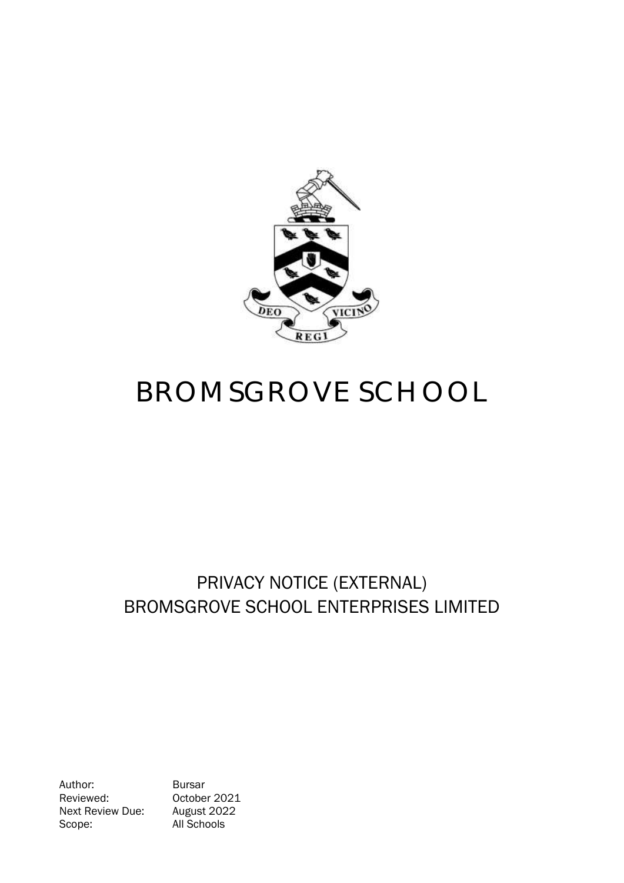# BROMSGROVE SCHOOL

## PRIVACY NOTICE (EXTERNAL)
## BROMSGROVE SCHOOL ENTERPRISES LIMITED

| | |
|---|---|
| Author: | Bursar |
| Reviewed: | October 2021 |
| Next Review Due: | August 2022 |
| Scope: | All Schools |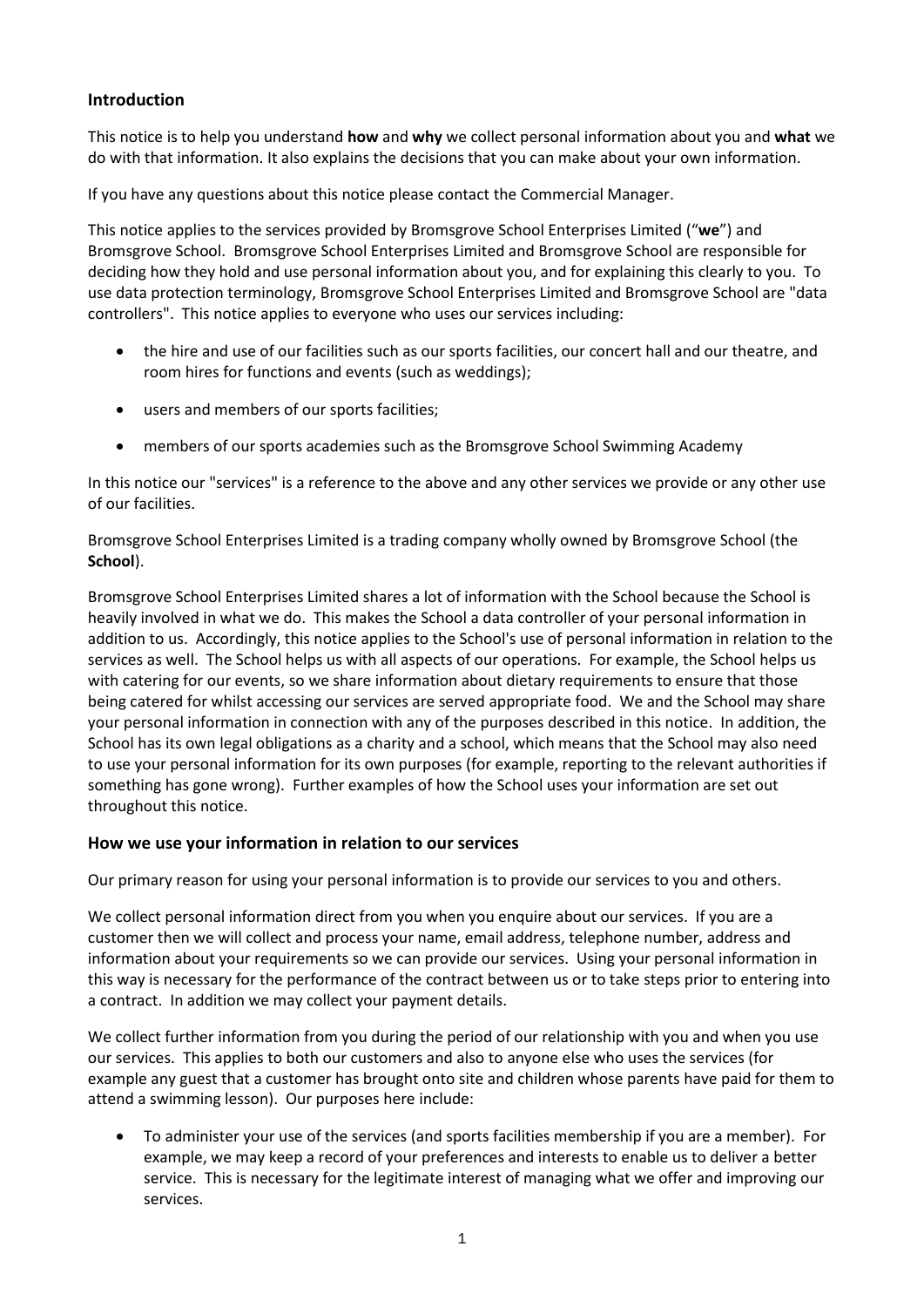## Introduction

This notice is to help you understand **how** and **why** we collect personal information about you and **what** we do with that information. It also explains the decisions that you can make about your own information.

If you have any questions about this notice please contact the Commercial Manager.

This notice applies to the services provided by Bromsgrove School Enterprises Limited ("**we**") and Bromsgrove School. Bromsgrove School Enterprises Limited and Bromsgrove School are responsible for deciding how they hold and use personal information about you, and for explaining this clearly to you. To use data protection terminology, Bromsgrove School Enterprises Limited and Bromsgrove School are "data controllers". This notice applies to everyone who uses our services including:

- the hire and use of our facilities such as our sports facilities, our concert hall and our theatre, and room hires for functions and events (such as weddings);
- users and members of our sports facilities;
- members of our sports academies such as the Bromsgrove School Swimming Academy

In this notice our "services" is a reference to the above and any other services we provide or any other use of our facilities.

Bromsgrove School Enterprises Limited is a trading company wholly owned by Bromsgrove School (the **School**).

Bromsgrove School Enterprises Limited shares a lot of information with the School because the School is heavily involved in what we do. This makes the School a data controller of your personal information in addition to us. Accordingly, this notice applies to the School's use of personal information in relation to the services as well. The School helps us with all aspects of our operations. For example, the School helps us with catering for our events, so we share information about dietary requirements to ensure that those being catered for whilst accessing our services are served appropriate food. We and the School may share your personal information in connection with any of the purposes described in this notice. In addition, the School has its own legal obligations as a charity and a school, which means that the School may also need to use your personal information for its own purposes (for example, reporting to the relevant authorities if something has gone wrong). Further examples of how the School uses your information are set out throughout this notice.

## How we use your information in relation to our services

Our primary reason for using your personal information is to provide our services to you and others.

We collect personal information direct from you when you enquire about our services. If you are a customer then we will collect and process your name, email address, telephone number, address and information about your requirements so we can provide our services. Using your personal information in this way is necessary for the performance of the contract between us or to take steps prior to entering into a contract. In addition we may collect your payment details.

We collect further information from you during the period of our relationship with you and when you use our services. This applies to both our customers and also to anyone else who uses the services (for example any guest that a customer has brought onto site and children whose parents have paid for them to attend a swimming lesson). Our purposes here include:

- To administer your use of the services (and sports facilities membership if you are a member). For example, we may keep a record of your preferences and interests to enable us to deliver a better service. This is necessary for the legitimate interest of managing what we offer and improving our services.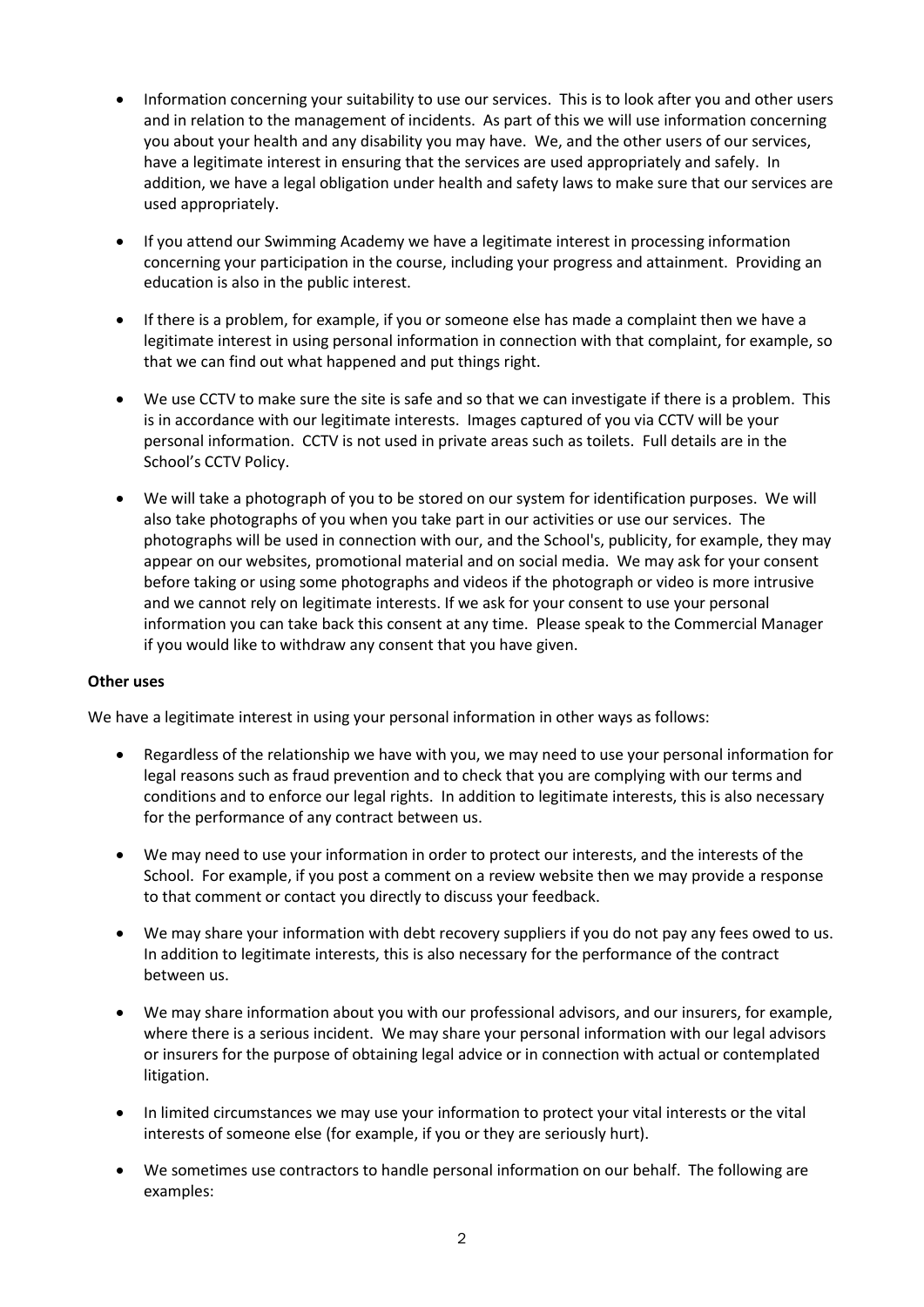- Information concerning your suitability to use our services. This is to look after you and other users and in relation to the management of incidents. As part of this we will use information concerning you about your health and any disability you may have. We, and the other users of our services, have a legitimate interest in ensuring that the services are used appropriately and safely. In addition, we have a legal obligation under health and safety laws to make sure that our services are used appropriately.

- If you attend our Swimming Academy we have a legitimate interest in processing information concerning your participation in the course, including your progress and attainment. Providing an education is also in the public interest.

- If there is a problem, for example, if you or someone else has made a complaint then we have a legitimate interest in using personal information in connection with that complaint, for example, so that we can find out what happened and put things right.

- We use CCTV to make sure the site is safe and so that we can investigate if there is a problem. This is in accordance with our legitimate interests. Images captured of you via CCTV will be your personal information. CCTV is not used in private areas such as toilets. Full details are in the School's CCTV Policy.

- We will take a photograph of you to be stored on our system for identification purposes. We will also take photographs of you when you take part in our activities or use our services. The photographs will be used in connection with our, and the School's, publicity, for example, they may appear on our websites, promotional material and on social media. We may ask for your consent before taking or using some photographs and videos if the photograph or video is more intrusive and we cannot rely on legitimate interests. If we ask for your consent to use your personal information you can take back this consent at any time. Please speak to the Commercial Manager if you would like to withdraw any consent that you have given.

**Other uses**

We have a legitimate interest in using your personal information in other ways as follows:

- Regardless of the relationship we have with you, we may need to use your personal information for legal reasons such as fraud prevention and to check that you are complying with our terms and conditions and to enforce our legal rights. In addition to legitimate interests, this is also necessary for the performance of any contract between us.

- We may need to use your information in order to protect our interests, and the interests of the School. For example, if you post a comment on a review website then we may provide a response to that comment or contact you directly to discuss your feedback.

- We may share your information with debt recovery suppliers if you do not pay any fees owed to us. In addition to legitimate interests, this is also necessary for the performance of the contract between us.

- We may share information about you with our professional advisors, and our insurers, for example, where there is a serious incident. We may share your personal information with our legal advisors or insurers for the purpose of obtaining legal advice or in connection with actual or contemplated litigation.

- In limited circumstances we may use your information to protect your vital interests or the vital interests of someone else (for example, if you or they are seriously hurt).

- We sometimes use contractors to handle personal information on our behalf. The following are examples: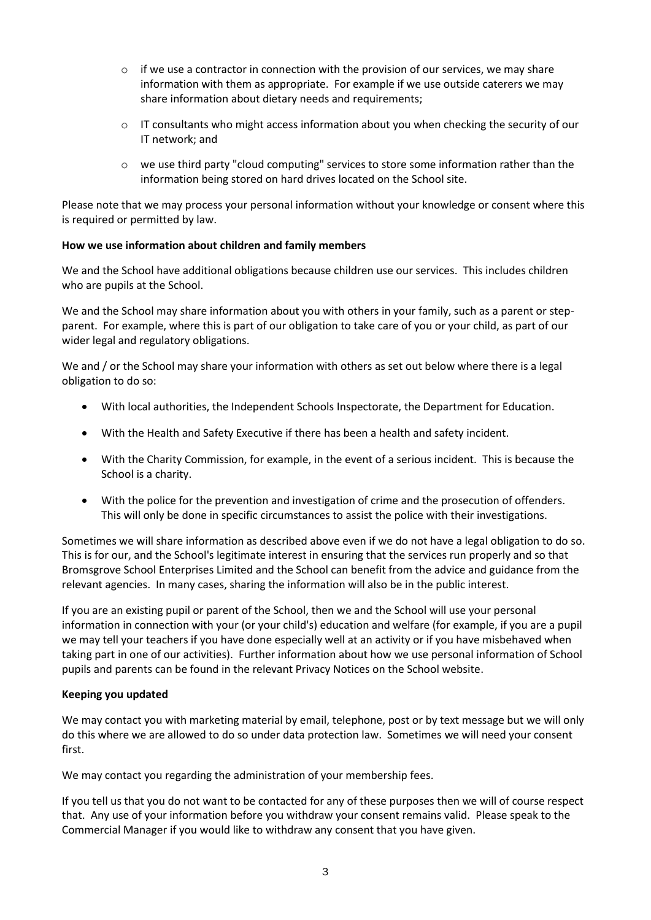- if we use a contractor in connection with the provision of our services, we may share information with them as appropriate. For example if we use outside caterers we may share information about dietary needs and requirements;
- IT consultants who might access information about you when checking the security of our IT network; and
- we use third party "cloud computing" services to store some information rather than the information being stored on hard drives located on the School site.

Please note that we may process your personal information without your knowledge or consent where this is required or permitted by law.

**How we use information about children and family members**

We and the School have additional obligations because children use our services. This includes children who are pupils at the School.

We and the School may share information about you with others in your family, such as a parent or step-parent. For example, where this is part of our obligation to take care of you or your child, as part of our wider legal and regulatory obligations.

We and / or the School may share your information with others as set out below where there is a legal obligation to do so:

- With local authorities, the Independent Schools Inspectorate, the Department for Education.
- With the Health and Safety Executive if there has been a health and safety incident.
- With the Charity Commission, for example, in the event of a serious incident. This is because the School is a charity.
- With the police for the prevention and investigation of crime and the prosecution of offenders. This will only be done in specific circumstances to assist the police with their investigations.

Sometimes we will share information as described above even if we do not have a legal obligation to do so. This is for our, and the School's legitimate interest in ensuring that the services run properly and so that Bromsgrove School Enterprises Limited and the School can benefit from the advice and guidance from the relevant agencies. In many cases, sharing the information will also be in the public interest.

If you are an existing pupil or parent of the School, then we and the School will use your personal information in connection with your (or your child's) education and welfare (for example, if you are a pupil we may tell your teachers if you have done especially well at an activity or if you have misbehaved when taking part in one of our activities). Further information about how we use personal information of School pupils and parents can be found in the relevant Privacy Notices on the School website.

**Keeping you updated**

We may contact you with marketing material by email, telephone, post or by text message but we will only do this where we are allowed to do so under data protection law. Sometimes we will need your consent first.

We may contact you regarding the administration of your membership fees.

If you tell us that you do not want to be contacted for any of these purposes then we will of course respect that. Any use of your information before you withdraw your consent remains valid. Please speak to the Commercial Manager if you would like to withdraw any consent that you have given.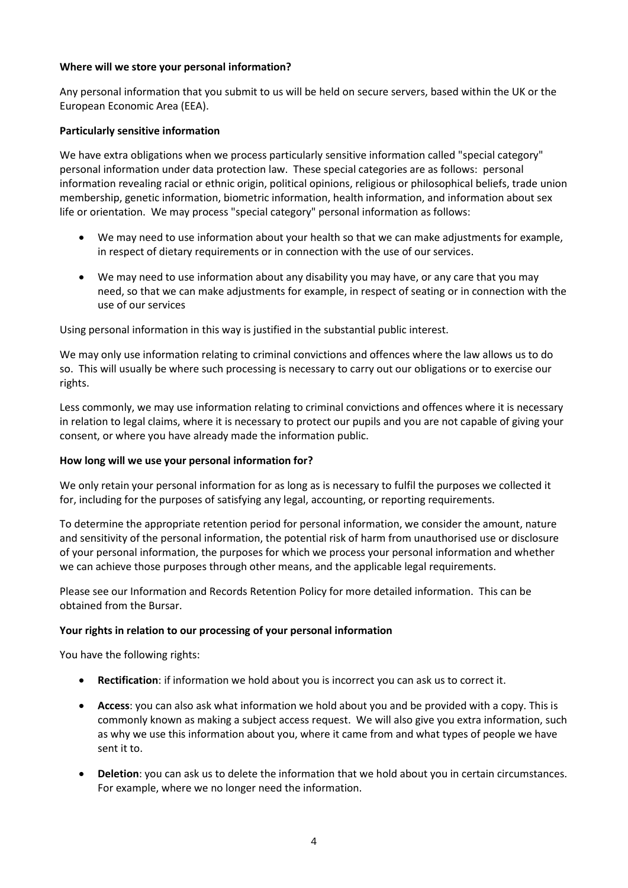**Where will we store your personal information?**

Any personal information that you submit to us will be held on secure servers, based within the UK or the European Economic Area (EEA).

**Particularly sensitive information**

We have extra obligations when we process particularly sensitive information called "special category" personal information under data protection law. These special categories are as follows: personal information revealing racial or ethnic origin, political opinions, religious or philosophical beliefs, trade union membership, genetic information, biometric information, health information, and information about sex life or orientation. We may process "special category" personal information as follows:

- We may need to use information about your health so that we can make adjustments for example, in respect of dietary requirements or in connection with the use of our services.
- We may need to use information about any disability you may have, or any care that you may need, so that we can make adjustments for example, in respect of seating or in connection with the use of our services

Using personal information in this way is justified in the substantial public interest.

We may only use information relating to criminal convictions and offences where the law allows us to do so. This will usually be where such processing is necessary to carry out our obligations or to exercise our rights.

Less commonly, we may use information relating to criminal convictions and offences where it is necessary in relation to legal claims, where it is necessary to protect our pupils and you are not capable of giving your consent, or where you have already made the information public.

**How long will we use your personal information for?**

We only retain your personal information for as long as is necessary to fulfil the purposes we collected it for, including for the purposes of satisfying any legal, accounting, or reporting requirements.

To determine the appropriate retention period for personal information, we consider the amount, nature and sensitivity of the personal information, the potential risk of harm from unauthorised use or disclosure of your personal information, the purposes for which we process your personal information and whether we can achieve those purposes through other means, and the applicable legal requirements.

Please see our Information and Records Retention Policy for more detailed information. This can be obtained from the Bursar.

**Your rights in relation to our processing of your personal information**

You have the following rights:

- **Rectification**: if information we hold about you is incorrect you can ask us to correct it.
- **Access**: you can also ask what information we hold about you and be provided with a copy. This is commonly known as making a subject access request. We will also give you extra information, such as why we use this information about you, where it came from and what types of people we have sent it to.
- **Deletion**: you can ask us to delete the information that we hold about you in certain circumstances. For example, where we no longer need the information.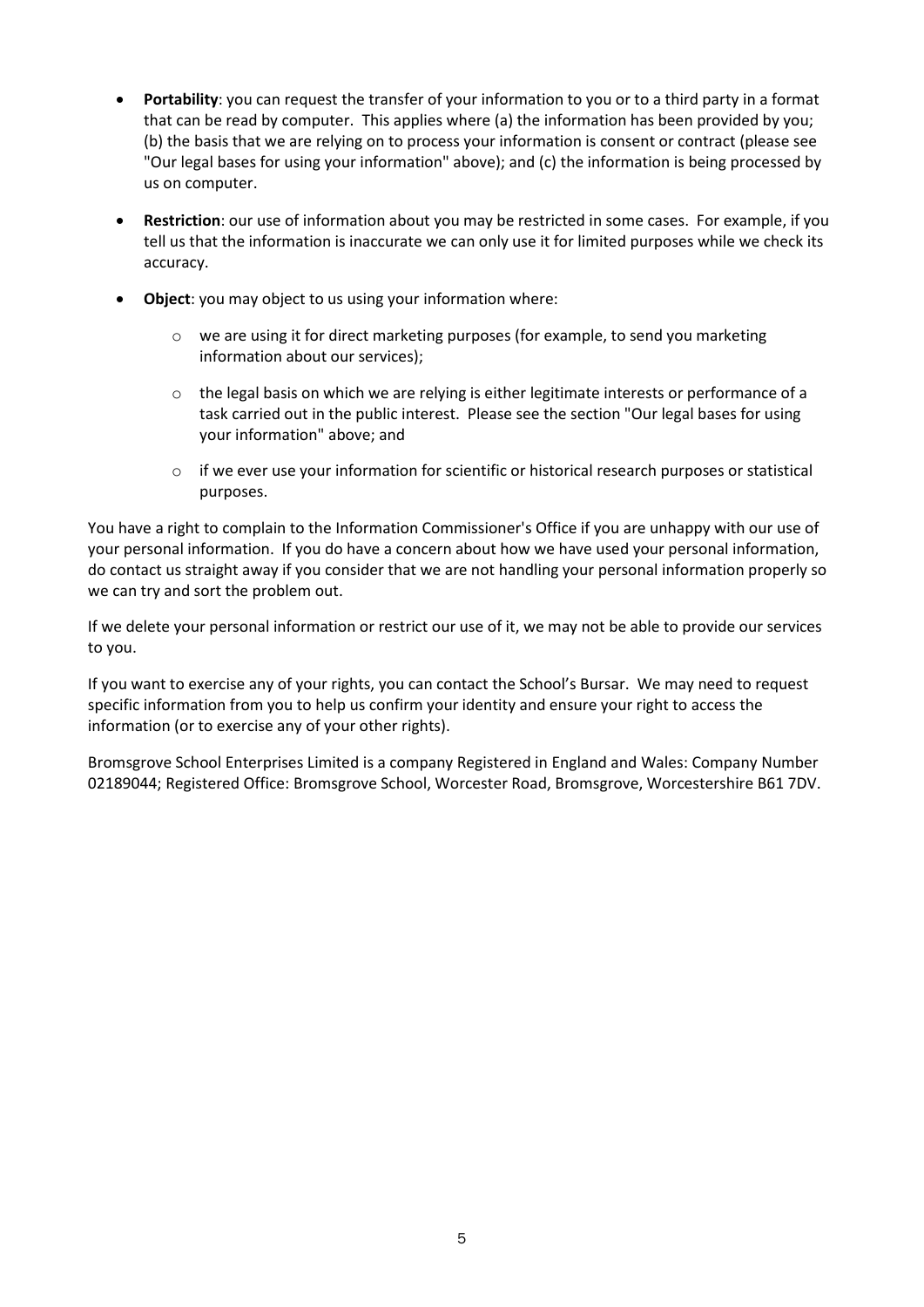- **Portability**: you can request the transfer of your information to you or to a third party in a format that can be read by computer. This applies where (a) the information has been provided by you; (b) the basis that we are relying on to process your information is consent or contract (please see "Our legal bases for using your information" above); and (c) the information is being processed by us on computer.

- **Restriction**: our use of information about you may be restricted in some cases. For example, if you tell us that the information is inaccurate we can only use it for limited purposes while we check its accuracy.

- **Object**: you may object to us using your information where:

  - we are using it for direct marketing purposes (for example, to send you marketing information about our services);

  - the legal basis on which we are relying is either legitimate interests or performance of a task carried out in the public interest. Please see the section "Our legal bases for using your information" above; and

  - if we ever use your information for scientific or historical research purposes or statistical purposes.

You have a right to complain to the Information Commissioner's Office if you are unhappy with our use of your personal information. If you do have a concern about how we have used your personal information, do contact us straight away if you consider that we are not handling your personal information properly so we can try and sort the problem out.

If we delete your personal information or restrict our use of it, we may not be able to provide our services to you.

If you want to exercise any of your rights, you can contact the School's Bursar. We may need to request specific information from you to help us confirm your identity and ensure your right to access the information (or to exercise any of your other rights).

Bromsgrove School Enterprises Limited is a company Registered in England and Wales: Company Number 02189044; Registered Office: Bromsgrove School, Worcester Road, Bromsgrove, Worcestershire B61 7DV.